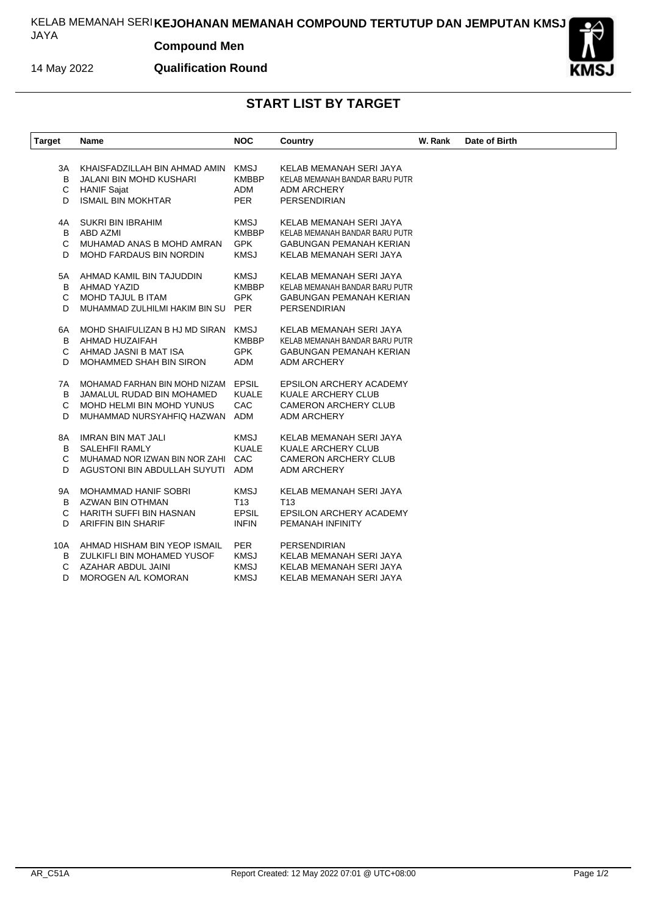KELAB MEMANAH SERI JAYA

**KEJOHANAN MEMANAH COMPOUND TERTUTUP DAN JEMPUTAN KMSJ**

**Compound Men**

14 May 2022

**Qualification Round**

## START LIST BY TARGET

| Target | Name | NOC | Country | W. Rank | Date of Birth |
|---|---|---|---|---|---|
| 3A | KHAISFADZILLAH BIN AHMAD AMIN | KMSJ | KELAB MEMANAH SERI JAYA | | |
| B | JALANI BIN MOHD KUSHARI | KMBBP | KELAB MEMANAH BANDAR BARU PUTR | | |
| C | HANIF Sajat | ADM | ADM ARCHERY | | |
| D | ISMAIL BIN MOKHTAR | PER | PERSENDIRIAN | | |
| 4A | SUKRI BIN IBRAHIM | KMSJ | KELAB MEMANAH SERI JAYA | | |
| B | ABD AZMI | KMBBP | KELAB MEMANAH BANDAR BARU PUTR | | |
| C | MUHAMAD ANAS B MOHD AMRAN | GPK | GABUNGAN PEMANAH KERIAN | | |
| D | MOHD FARDAUS BIN NORDIN | KMSJ | KELAB MEMANAH SERI JAYA | | |
| 5A | AHMAD KAMIL BIN TAJUDDIN | KMSJ | KELAB MEMANAH SERI JAYA | | |
| B | AHMAD YAZID | KMBBP | KELAB MEMANAH BANDAR BARU PUTR | | |
| C | MOHD TAJUL B ITAM | GPK | GABUNGAN PEMANAH KERIAN | | |
| D | MUHAMMAD ZULHILMI HAKIM BIN SU | PER | PERSENDIRIAN | | |
| 6A | MOHD SHAIFULIZAN B HJ MD SIRAN | KMSJ | KELAB MEMANAH SERI JAYA | | |
| B | AHMAD HUZAIFAH | KMBBP | KELAB MEMANAH BANDAR BARU PUTR | | |
| C | AHMAD JASNI B MAT ISA | GPK | GABUNGAN PEMANAH KERIAN | | |
| D | MOHAMMED SHAH BIN SIRON | ADM | ADM ARCHERY | | |
| 7A | MOHAMAD FARHAN BIN MOHD NIZAM | EPSIL | EPSILON ARCHERY ACADEMY | | |
| B | JAMALUL RUDAD BIN MOHAMED | KUALE | KUALE ARCHERY CLUB | | |
| C | MOHD HELMI BIN MOHD YUNUS | CAC | CAMERON ARCHERY CLUB | | |
| D | MUHAMMAD NURSYAHFIQ HAZWAN | ADM | ADM ARCHERY | | |
| 8A | IMRAN BIN MAT JALI | KMSJ | KELAB MEMANAH SERI JAYA | | |
| B | SALEHFII RAMLY | KUALE | KUALE ARCHERY CLUB | | |
| C | MUHAMAD NOR IZWAN BIN NOR ZAHI | CAC | CAMERON ARCHERY CLUB | | |
| D | AGUSTONI BIN ABDULLAH SUYUTI | ADM | ADM ARCHERY | | |
| 9A | MOHAMMAD HANIF SOBRI | KMSJ | KELAB MEMANAH SERI JAYA | | |
| B | AZWAN BIN OTHMAN | T13 | T13 | | |
| C | HARITH SUFFI BIN HASNAN | EPSIL | EPSILON ARCHERY ACADEMY | | |
| D | ARIFFIN BIN SHARIF | INFIN | PEMANAH INFINITY | | |
| 10A | AHMAD HISHAM BIN YEOP ISMAIL | PER | PERSENDIRIAN | | |
| B | ZULKIFLI BIN MOHAMED YUSOF | KMSJ | KELAB MEMANAH SERI JAYA | | |
| C | AZAHAR ABDUL JAINI | KMSJ | KELAB MEMANAH SERI JAYA | | |
| D | MOROGEN A/L KOMORAN | KMSJ | KELAB MEMANAH SERI JAYA | | |

AR_C51A Report Created: 12 May 2022 07:01 @ UTC+08:00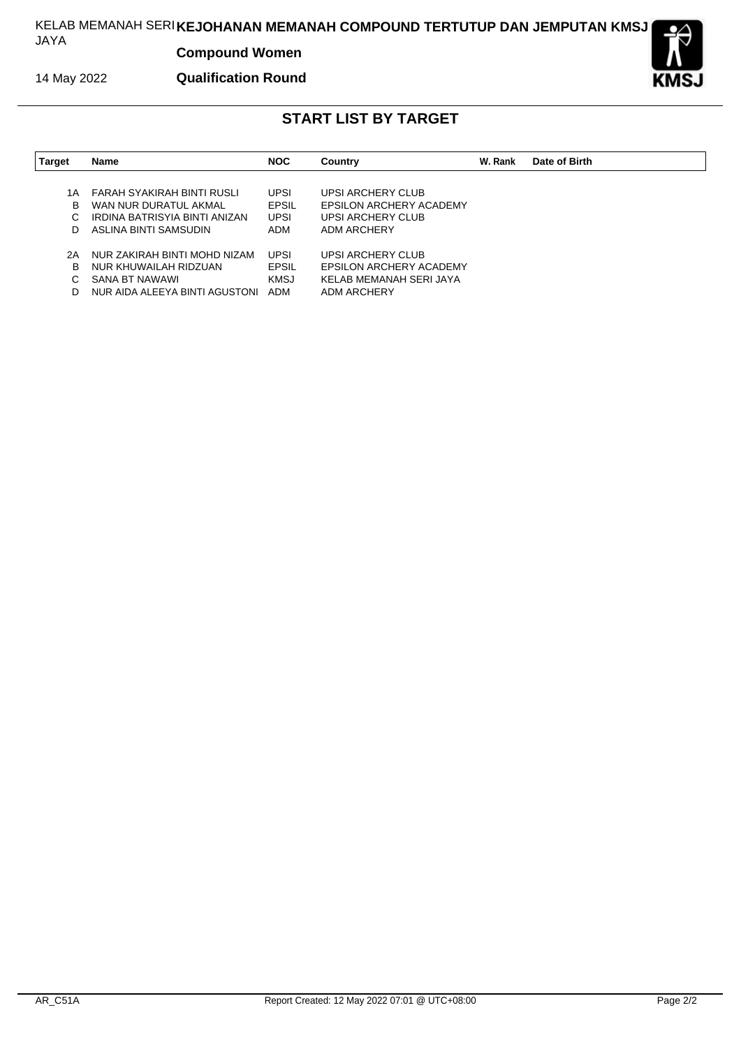KELAB MEMANAH SERI JAYA

**KEJOHANAN MEMANAH COMPOUND TERTUTUP DAN JEMPUTAN KMSJ**

**Compound Women**

14 May 2022

**Qualification Round**

## START LIST BY TARGET

| Target | Name | NOC | Country | W. Rank | Date of Birth |
|---|---|---|---|---|---|
| 1A | FARAH SYAKIRAH BINTI RUSLI | UPSI | UPSI ARCHERY CLUB | | |
| B | WAN NUR DURATUL AKMAL | EPSIL | EPSILON ARCHERY ACADEMY | | |
| C | IRDINA BATRISYIA BINTI ANIZAN | UPSI | UPSI ARCHERY CLUB | | |
| D | ASLINA BINTI SAMSUDIN | ADM | ADM ARCHERY | | |
| 2A | NUR ZAKIRAH BINTI MOHD NIZAM | UPSI | UPSI ARCHERY CLUB | | |
| B | NUR KHUWAILAH RIDZUAN | EPSIL | EPSILON ARCHERY ACADEMY | | |
| C | SANA BT NAWAWI | KMSJ | KELAB MEMANAH SERI JAYA | | |
| D | NUR AIDA ALEEYA BINTI AGUSTONI | ADM | ADM ARCHERY | | |

AR_C51A

Report Created: 12 May 2022 07:01 @ UTC+08:00